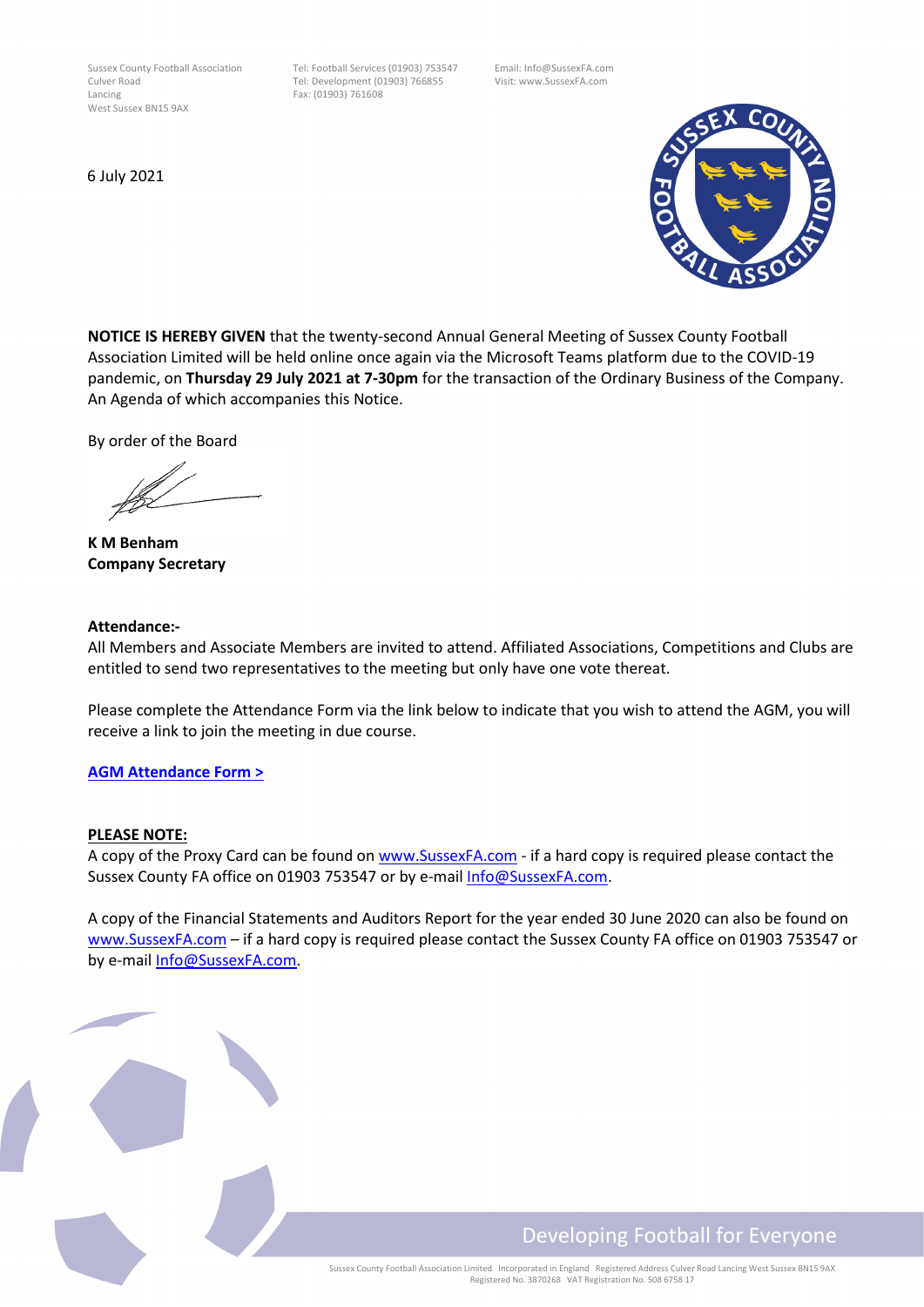Sussex County Football Association
Culver Road
Lancing
West Sussex BN15 9AX

Tel: Football Services (01903) 753547
Tel: Development (01903) 766855
Fax: (01903) 761608

Email: Info@SussexFA.com
Visit: www.SussexFA.com

6 July 2021

**NOTICE IS HEREBY GIVEN** that the twenty-second Annual General Meeting of Sussex County Football Association Limited will be held online once again via the Microsoft Teams platform due to the COVID-19 pandemic, on **Thursday 29 July 2021 at 7-30pm** for the transaction of the Ordinary Business of the Company. An Agenda of which accompanies this Notice.

By order of the Board

**K M Benham**
**Company Secretary**

**Attendance:-**
All Members and Associate Members are invited to attend. Affiliated Associations, Competitions and Clubs are entitled to send two representatives to the meeting but only have one vote thereat.

Please complete the Attendance Form via the link below to indicate that you wish to attend the AGM, you will receive a link to join the meeting in due course.

**AGM Attendance Form >**

**PLEASE NOTE:**
A copy of the Proxy Card can be found on www.SussexFA.com - if a hard copy is required please contact the Sussex County FA office on 01903 753547 or by e-mail Info@SussexFA.com.

A copy of the Financial Statements and Auditors Report for the year ended 30 June 2020 can also be found on www.SussexFA.com – if a hard copy is required please contact the Sussex County FA office on 01903 753547 or by e-mail Info@SussexFA.com.

Developing Football for Everyone

Sussex County Football Association Limited Incorporated in England Registered Address Culver Road Lancing West Sussex BN15 9AX
Registered No. 3870268 VAT Registration No. 508 6758 17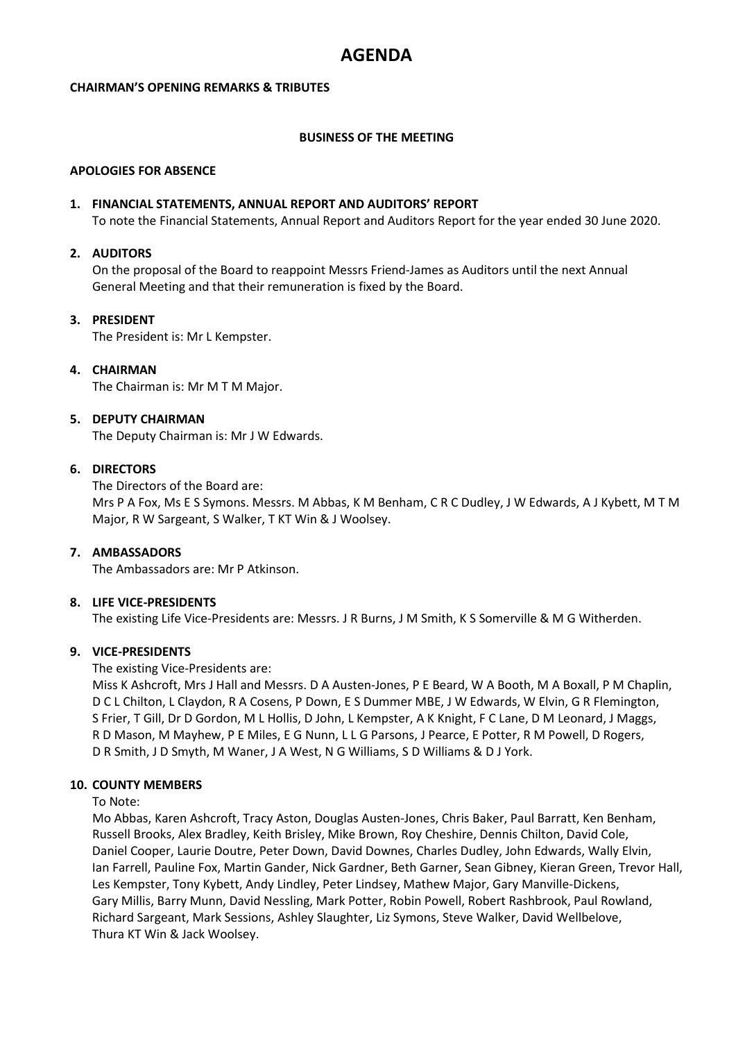# AGENDA

**CHAIRMAN'S OPENING REMARKS & TRIBUTES**

**BUSINESS OF THE MEETING**

**APOLOGIES FOR ABSENCE**

1. **FINANCIAL STATEMENTS, ANNUAL REPORT AND AUDITORS' REPORT**
   To note the Financial Statements, Annual Report and Auditors Report for the year ended 30 June 2020.

2. **AUDITORS**
   On the proposal of the Board to reappoint Messrs Friend-James as Auditors until the next Annual General Meeting and that their remuneration is fixed by the Board.

3. **PRESIDENT**
   The President is: Mr L Kempster.

4. **CHAIRMAN**
   The Chairman is: Mr M T M Major.

5. **DEPUTY CHAIRMAN**
   The Deputy Chairman is: Mr J W Edwards.

6. **DIRECTORS**
   The Directors of the Board are:
   Mrs P A Fox, Ms E S Symons. Messrs. M Abbas, K M Benham, C R C Dudley, J W Edwards, A J Kybett, M T M Major, R W Sargeant, S Walker, T KT Win & J Woolsey.

7. **AMBASSADORS**
   The Ambassadors are: Mr P Atkinson.

8. **LIFE VICE-PRESIDENTS**
   The existing Life Vice-Presidents are: Messrs. J R Burns, J M Smith, K S Somerville & M G Witherden.

9. **VICE-PRESIDENTS**
   The existing Vice-Presidents are:
   Miss K Ashcroft, Mrs J Hall and Messrs. D A Austen-Jones, P E Beard, W A Booth, M A Boxall, P M Chaplin, D C L Chilton, L Claydon, R A Cosens, P Down, E S Dummer MBE, J W Edwards, W Elvin, G R Flemington, S Frier, T Gill, Dr D Gordon, M L Hollis, D John, L Kempster, A K Knight, F C Lane, D M Leonard, J Maggs, R D Mason, M Mayhew, P E Miles, E G Nunn, L L G Parsons, J Pearce, E Potter, R M Powell, D Rogers, D R Smith, J D Smyth, M Waner, J A West, N G Williams, S D Williams & D J York.

10. **COUNTY MEMBERS**
    To Note:
    Mo Abbas, Karen Ashcroft, Tracy Aston, Douglas Austen-Jones, Chris Baker, Paul Barratt, Ken Benham, Russell Brooks, Alex Bradley, Keith Brisley, Mike Brown, Roy Cheshire, Dennis Chilton, David Cole, Daniel Cooper, Laurie Doutre, Peter Down, David Downes, Charles Dudley, John Edwards, Wally Elvin, Ian Farrell, Pauline Fox, Martin Gander, Nick Gardner, Beth Garner, Sean Gibney, Kieran Green, Trevor Hall, Les Kempster, Tony Kybett, Andy Lindley, Peter Lindsey, Mathew Major, Gary Manville-Dickens, Gary Millis, Barry Munn, David Nessling, Mark Potter, Robin Powell, Robert Rashbrook, Paul Rowland, Richard Sargeant, Mark Sessions, Ashley Slaughter, Liz Symons, Steve Walker, David Wellbelove, Thura KT Win & Jack Woolsey.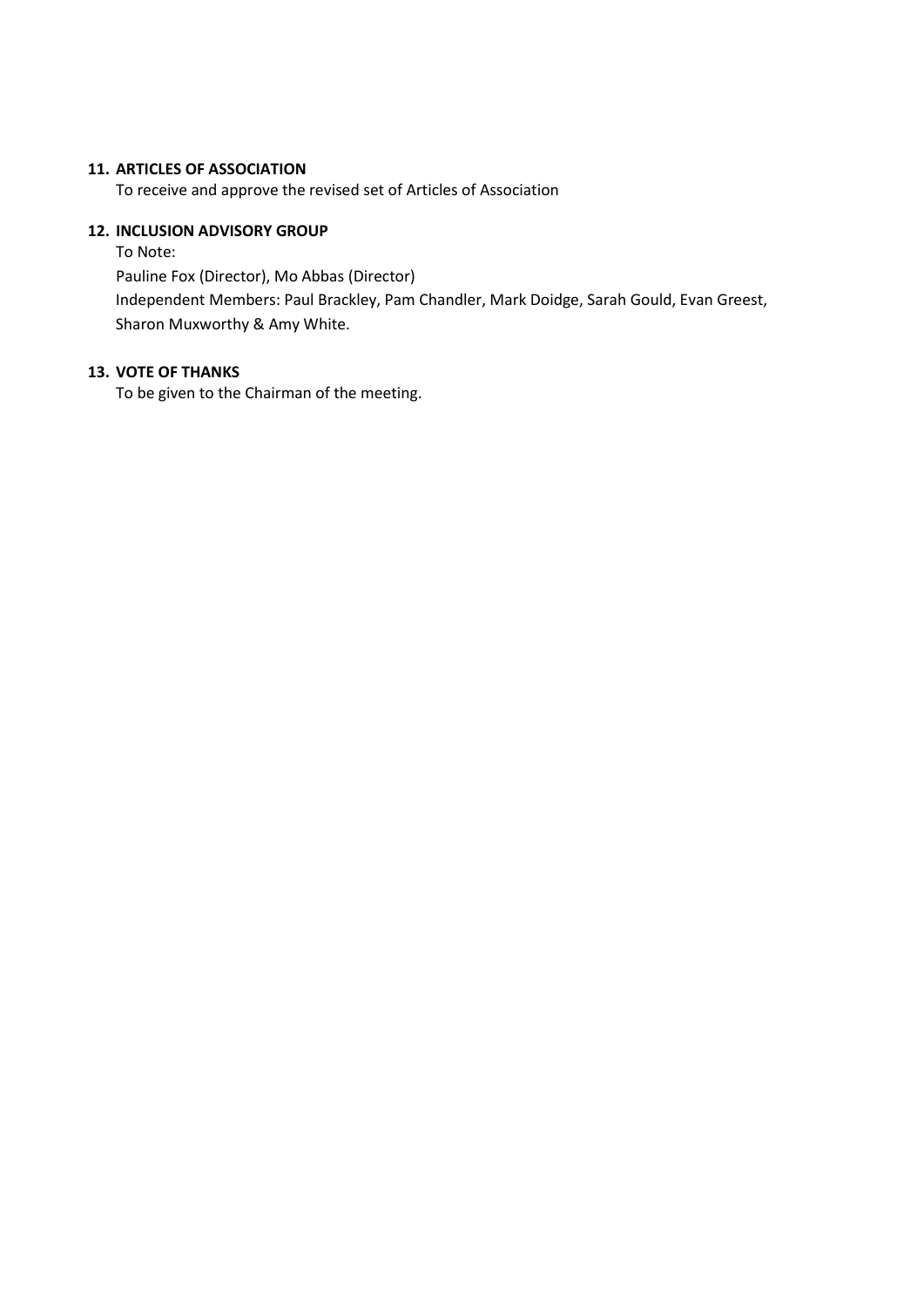**11. ARTICLES OF ASSOCIATION**

To receive and approve the revised set of Articles of Association

**12. INCLUSION ADVISORY GROUP**

To Note:

Pauline Fox (Director), Mo Abbas (Director)

Independent Members: Paul Brackley, Pam Chandler, Mark Doidge, Sarah Gould, Evan Greest, Sharon Muxworthy & Amy White.

**13. VOTE OF THANKS**

To be given to the Chairman of the meeting.